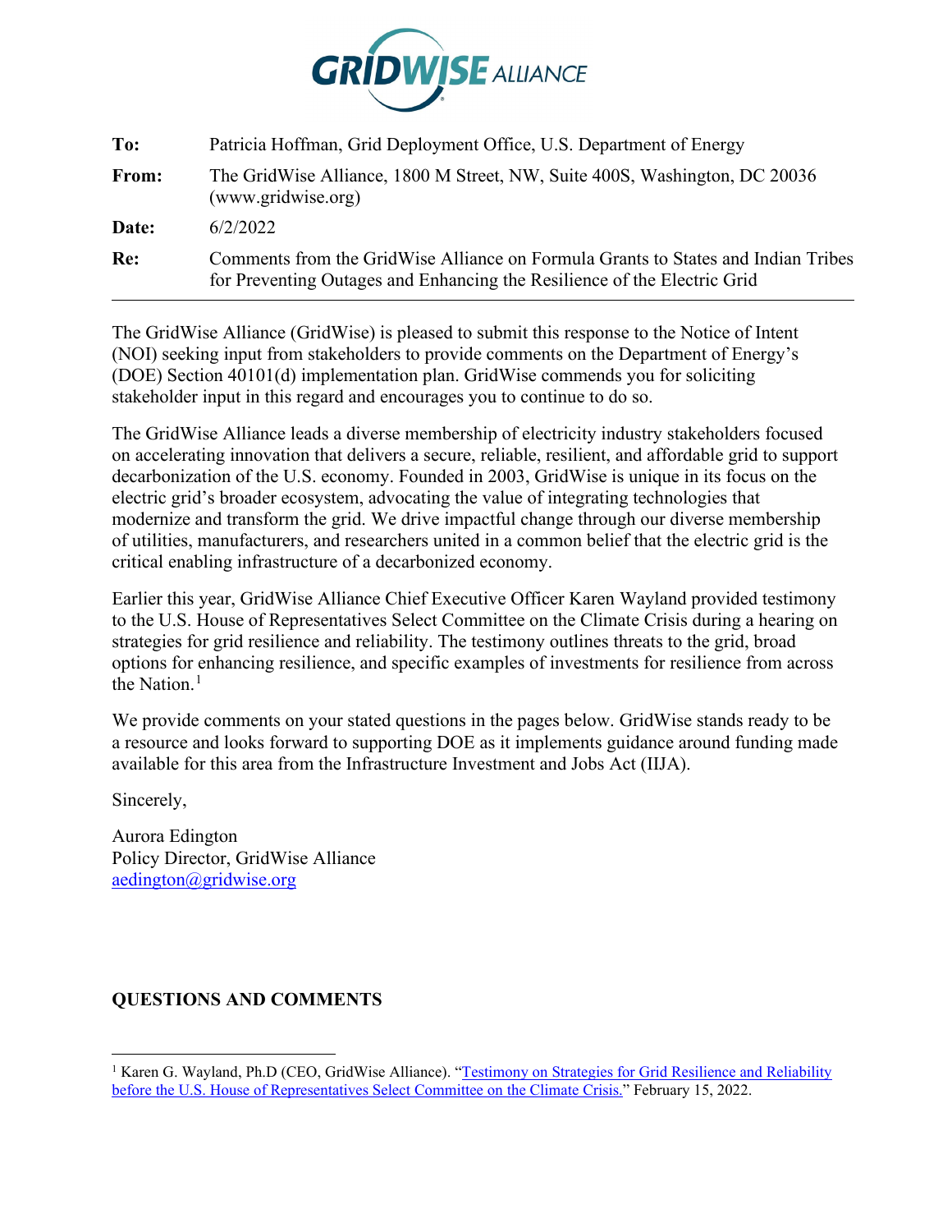**GRIDWISE ALLIANCE**

| | |
|---|---|
| **To:** | Patricia Hoffman, Grid Deployment Office, U.S. Department of Energy |
| **From:** | The GridWise Alliance, 1800 M Street, NW, Suite 400S, Washington, DC 20036 (www.gridwise.org) |
| **Date:** | 6/2/2022 |
| **Re:** | Comments from the GridWise Alliance on Formula Grants to States and Indian Tribes for Preventing Outages and Enhancing the Resilience of the Electric Grid |

The GridWise Alliance (GridWise) is pleased to submit this response to the Notice of Intent (NOI) seeking input from stakeholders to provide comments on the Department of Energy's (DOE) Section 40101(d) implementation plan. GridWise commends you for soliciting stakeholder input in this regard and encourages you to continue to do so.

The GridWise Alliance leads a diverse membership of electricity industry stakeholders focused on accelerating innovation that delivers a secure, reliable, resilient, and affordable grid to support decarbonization of the U.S. economy. Founded in 2003, GridWise is unique in its focus on the electric grid's broader ecosystem, advocating the value of integrating technologies that modernize and transform the grid. We drive impactful change through our diverse membership of utilities, manufacturers, and researchers united in a common belief that the electric grid is the critical enabling infrastructure of a decarbonized economy.

Earlier this year, GridWise Alliance Chief Executive Officer Karen Wayland provided testimony to the U.S. House of Representatives Select Committee on the Climate Crisis during a hearing on strategies for grid resilience and reliability. The testimony outlines threats to the grid, broad options for enhancing resilience, and specific examples of investments for resilience from across the Nation.[1]

We provide comments on your stated questions in the pages below. GridWise stands ready to be a resource and looks forward to supporting DOE as it implements guidance around funding made available for this area from the Infrastructure Investment and Jobs Act (IIJA).

Sincerely,

Aurora Edington
Policy Director, GridWise Alliance
aedington@gridwise.org

## QUESTIONS AND COMMENTS

[1] Karen G. Wayland, Ph.D (CEO, GridWise Alliance). "Testimony on Strategies for Grid Resilience and Reliability before the U.S. House of Representatives Select Committee on the Climate Crisis." February 15, 2022.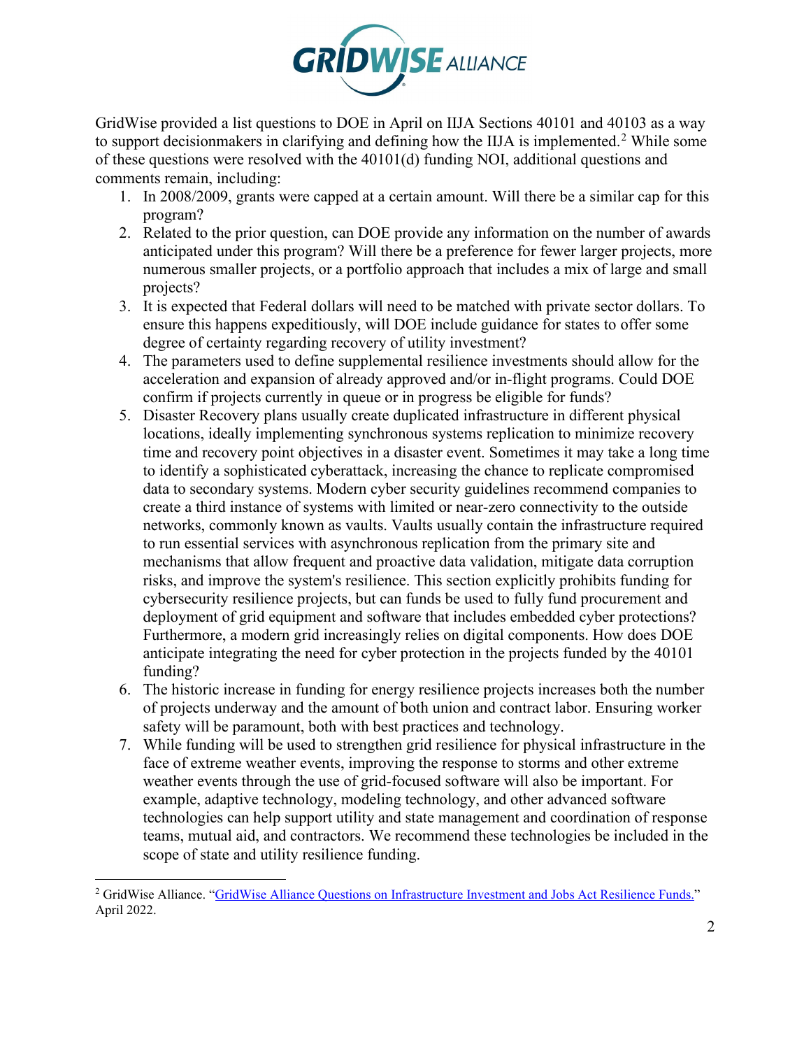GridWise provided a list questions to DOE in April on IIJA Sections 40101 and 40103 as a way to support decisionmakers in clarifying and defining how the IIJA is implemented.[2] While some of these questions were resolved with the 40101(d) funding NOI, additional questions and comments remain, including:

1. In 2008/2009, grants were capped at a certain amount. Will there be a similar cap for this program?
2. Related to the prior question, can DOE provide any information on the number of awards anticipated under this program? Will there be a preference for fewer larger projects, more numerous smaller projects, or a portfolio approach that includes a mix of large and small projects?
3. It is expected that Federal dollars will need to be matched with private sector dollars. To ensure this happens expeditiously, will DOE include guidance for states to offer some degree of certainty regarding recovery of utility investment?
4. The parameters used to define supplemental resilience investments should allow for the acceleration and expansion of already approved and/or in-flight programs. Could DOE confirm if projects currently in queue or in progress be eligible for funds?
5. Disaster Recovery plans usually create duplicated infrastructure in different physical locations, ideally implementing synchronous systems replication to minimize recovery time and recovery point objectives in a disaster event. Sometimes it may take a long time to identify a sophisticated cyberattack, increasing the chance to replicate compromised data to secondary systems. Modern cyber security guidelines recommend companies to create a third instance of systems with limited or near-zero connectivity to the outside networks, commonly known as vaults. Vaults usually contain the infrastructure required to run essential services with asynchronous replication from the primary site and mechanisms that allow frequent and proactive data validation, mitigate data corruption risks, and improve the system's resilience. This section explicitly prohibits funding for cybersecurity resilience projects, but can funds be used to fully fund procurement and deployment of grid equipment and software that includes embedded cyber protections? Furthermore, a modern grid increasingly relies on digital components. How does DOE anticipate integrating the need for cyber protection in the projects funded by the 40101 funding?
6. The historic increase in funding for energy resilience projects increases both the number of projects underway and the amount of both union and contract labor. Ensuring worker safety will be paramount, both with best practices and technology.
7. While funding will be used to strengthen grid resilience for physical infrastructure in the face of extreme weather events, improving the response to storms and other extreme weather events through the use of grid-focused software will also be important. For example, adaptive technology, modeling technology, and other advanced software technologies can help support utility and state management and coordination of response teams, mutual aid, and contractors. We recommend these technologies be included in the scope of state and utility resilience funding.

---

[2] GridWise Alliance. "GridWise Alliance Questions on Infrastructure Investment and Jobs Act Resilience Funds." April 2022.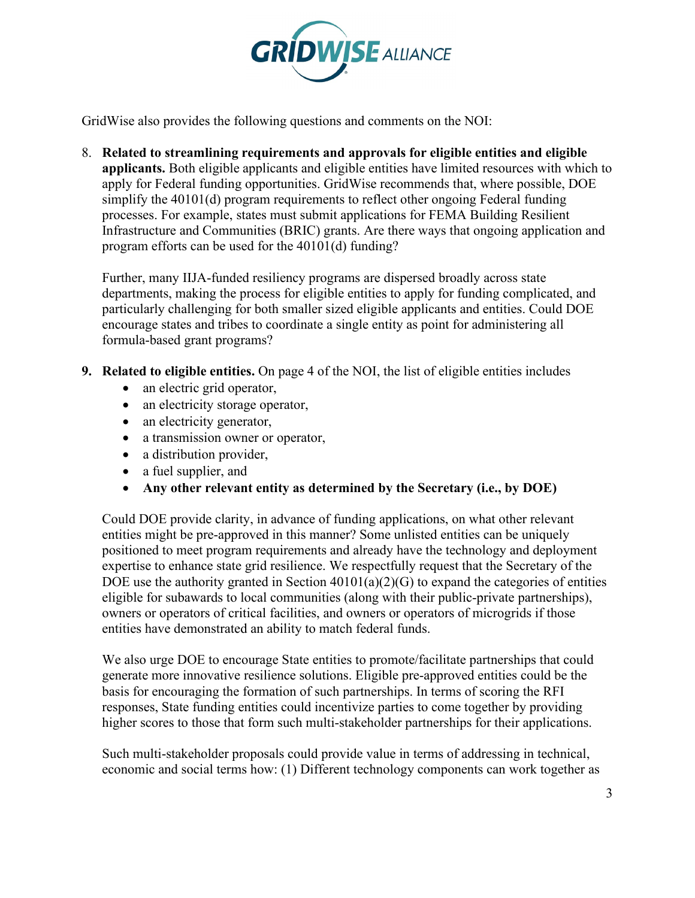GridWise also provides the following questions and comments on the NOI:

8. **Related to streamlining requirements and approvals for eligible entities and eligible applicants.** Both eligible applicants and eligible entities have limited resources with which to apply for Federal funding opportunities. GridWise recommends that, where possible, DOE simplify the 40101(d) program requirements to reflect other ongoing Federal funding processes. For example, states must submit applications for FEMA Building Resilient Infrastructure and Communities (BRIC) grants. Are there ways that ongoing application and program efforts can be used for the 40101(d) funding?

   Further, many IIJA-funded resiliency programs are dispersed broadly across state departments, making the process for eligible entities to apply for funding complicated, and particularly challenging for both smaller sized eligible applicants and entities. Could DOE encourage states and tribes to coordinate a single entity as point for administering all formula-based grant programs?

9. **Related to eligible entities.** On page 4 of the NOI, the list of eligible entities includes
   - an electric grid operator,
   - an electricity storage operator,
   - an electricity generator,
   - a transmission owner or operator,
   - a distribution provider,
   - a fuel supplier, and
   - **Any other relevant entity as determined by the Secretary (i.e., by DOE)**

   Could DOE provide clarity, in advance of funding applications, on what other relevant entities might be pre-approved in this manner? Some unlisted entities can be uniquely positioned to meet program requirements and already have the technology and deployment expertise to enhance state grid resilience. We respectfully request that the Secretary of the DOE use the authority granted in Section 40101(a)(2)(G) to expand the categories of entities eligible for subawards to local communities (along with their public-private partnerships), owners or operators of critical facilities, and owners or operators of microgrids if those entities have demonstrated an ability to match federal funds.

   We also urge DOE to encourage State entities to promote/facilitate partnerships that could generate more innovative resilience solutions. Eligible pre-approved entities could be the basis for encouraging the formation of such partnerships. In terms of scoring the RFI responses, State funding entities could incentivize parties to come together by providing higher scores to those that form such multi-stakeholder partnerships for their applications.

   Such multi-stakeholder proposals could provide value in terms of addressing in technical, economic and social terms how: (1) Different technology components can work together as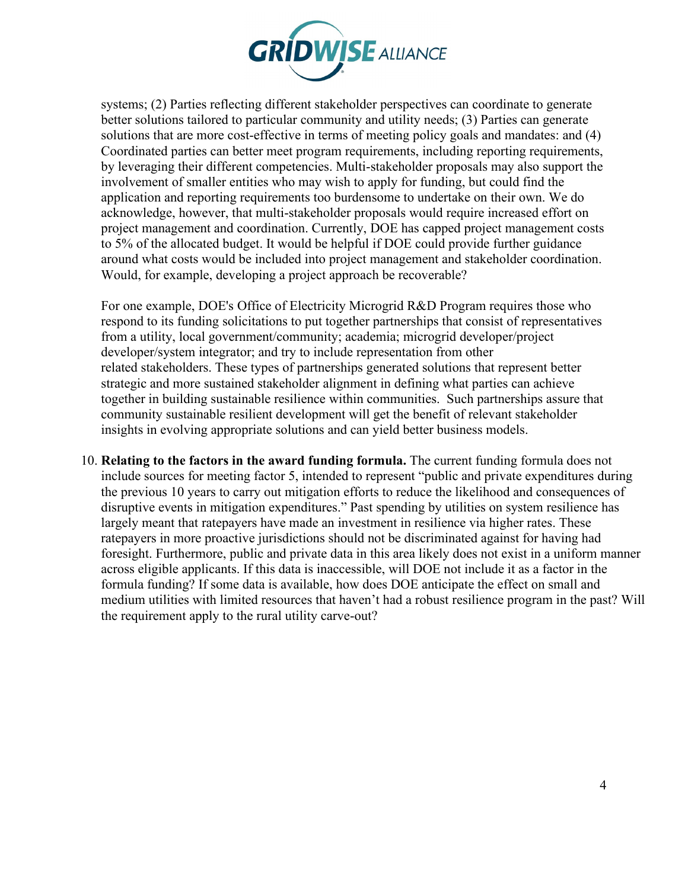systems; (2) Parties reflecting different stakeholder perspectives can coordinate to generate better solutions tailored to particular community and utility needs; (3) Parties can generate solutions that are more cost-effective in terms of meeting policy goals and mandates: and (4) Coordinated parties can better meet program requirements, including reporting requirements, by leveraging their different competencies. Multi-stakeholder proposals may also support the involvement of smaller entities who may wish to apply for funding, but could find the application and reporting requirements too burdensome to undertake on their own. We do acknowledge, however, that multi-stakeholder proposals would require increased effort on project management and coordination. Currently, DOE has capped project management costs to 5% of the allocated budget. It would be helpful if DOE could provide further guidance around what costs would be included into project management and stakeholder coordination. Would, for example, developing a project approach be recoverable?

For one example, DOE's Office of Electricity Microgrid R&D Program requires those who respond to its funding solicitations to put together partnerships that consist of representatives from a utility, local government/community; academia; microgrid developer/project developer/system integrator; and try to include representation from other related stakeholders. These types of partnerships generated solutions that represent better strategic and more sustained stakeholder alignment in defining what parties can achieve together in building sustainable resilience within communities. Such partnerships assure that community sustainable resilient development will get the benefit of relevant stakeholder insights in evolving appropriate solutions and can yield better business models.

10. **Relating to the factors in the award funding formula.** The current funding formula does not include sources for meeting factor 5, intended to represent "public and private expenditures during the previous 10 years to carry out mitigation efforts to reduce the likelihood and consequences of disruptive events in mitigation expenditures." Past spending by utilities on system resilience has largely meant that ratepayers have made an investment in resilience via higher rates. These ratepayers in more proactive jurisdictions should not be discriminated against for having had foresight. Furthermore, public and private data in this area likely does not exist in a uniform manner across eligible applicants. If this data is inaccessible, will DOE not include it as a factor in the formula funding? If some data is available, how does DOE anticipate the effect on small and medium utilities with limited resources that haven't had a robust resilience program in the past? Will the requirement apply to the rural utility carve-out?